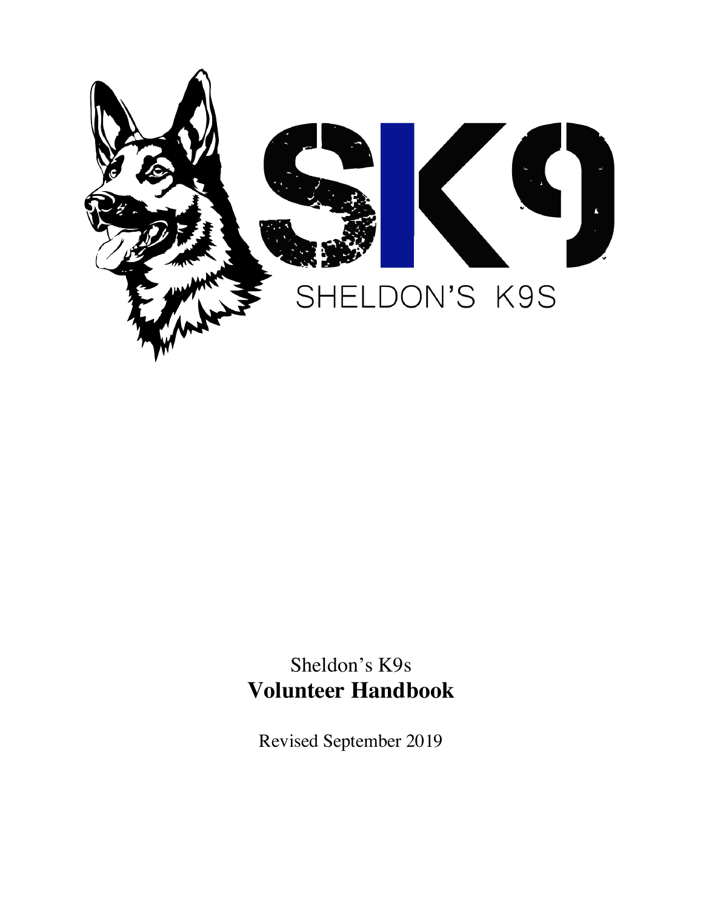SK9

SHELDON'S K9S

Sheldon's K9s

# Volunteer Handbook

Revised September 2019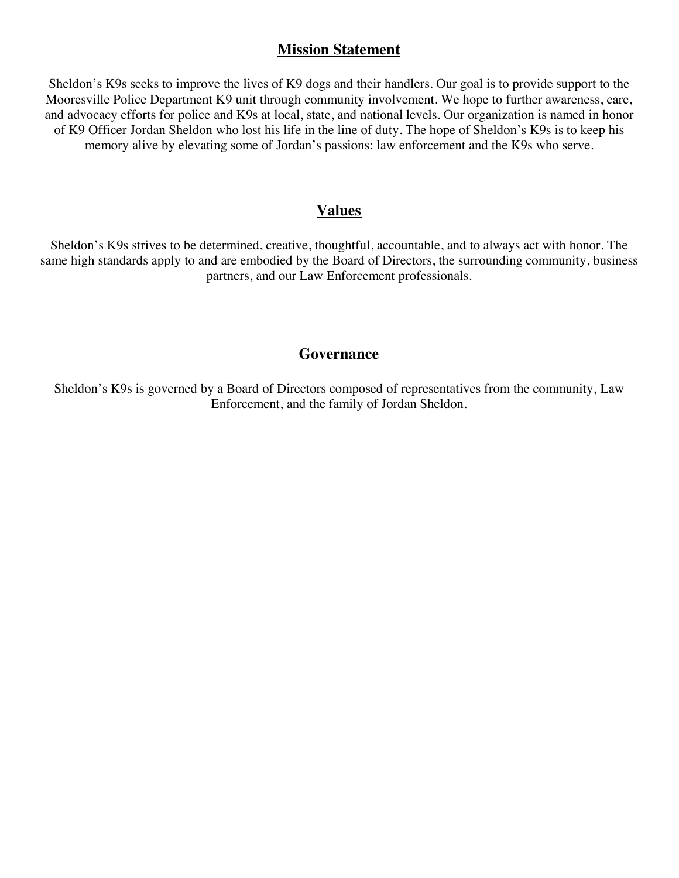## Mission Statement

Sheldon's K9s seeks to improve the lives of K9 dogs and their handlers. Our goal is to provide support to the Mooresville Police Department K9 unit through community involvement. We hope to further awareness, care, and advocacy efforts for police and K9s at local, state, and national levels. Our organization is named in honor of K9 Officer Jordan Sheldon who lost his life in the line of duty. The hope of Sheldon's K9s is to keep his memory alive by elevating some of Jordan's passions: law enforcement and the K9s who serve.

## Values

Sheldon's K9s strives to be determined, creative, thoughtful, accountable, and to always act with honor. The same high standards apply to and are embodied by the Board of Directors, the surrounding community, business partners, and our Law Enforcement professionals.

## Governance

Sheldon's K9s is governed by a Board of Directors composed of representatives from the community, Law Enforcement, and the family of Jordan Sheldon.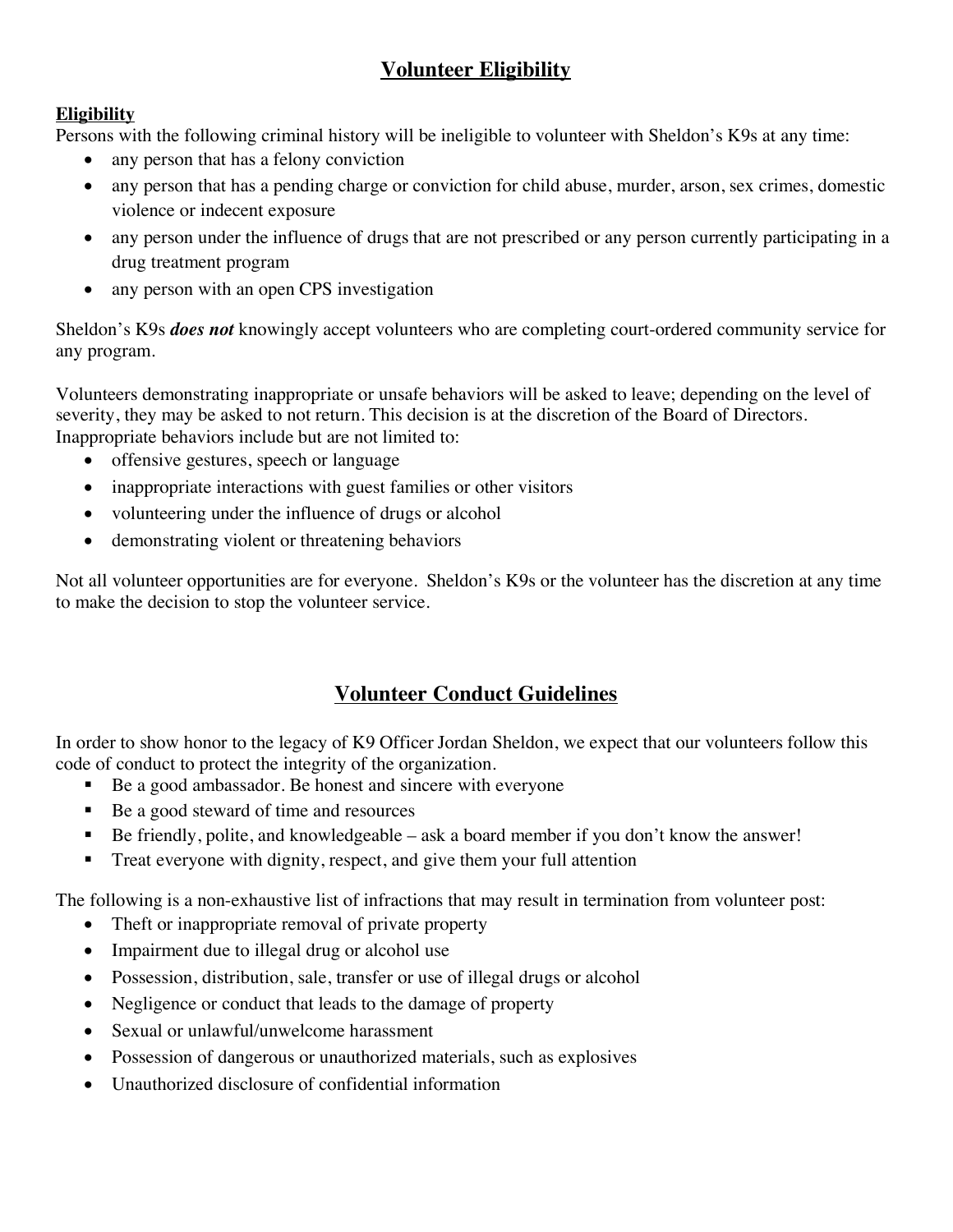# Volunteer Eligibility

## Eligibility

Persons with the following criminal history will be ineligible to volunteer with Sheldon's K9s at any time:

- any person that has a felony conviction
- any person that has a pending charge or conviction for child abuse, murder, arson, sex crimes, domestic violence or indecent exposure
- any person under the influence of drugs that are not prescribed or any person currently participating in a drug treatment program
- any person with an open CPS investigation

Sheldon's K9s ***does not*** knowingly accept volunteers who are completing court-ordered community service for any program.

Volunteers demonstrating inappropriate or unsafe behaviors will be asked to leave; depending on the level of severity, they may be asked to not return. This decision is at the discretion of the Board of Directors. Inappropriate behaviors include but are not limited to:

- offensive gestures, speech or language
- inappropriate interactions with guest families or other visitors
- volunteering under the influence of drugs or alcohol
- demonstrating violent or threatening behaviors

Not all volunteer opportunities are for everyone. Sheldon's K9s or the volunteer has the discretion at any time to make the decision to stop the volunteer service.

# Volunteer Conduct Guidelines

In order to show honor to the legacy of K9 Officer Jordan Sheldon, we expect that our volunteers follow this code of conduct to protect the integrity of the organization.

- Be a good ambassador. Be honest and sincere with everyone
- Be a good steward of time and resources
- Be friendly, polite, and knowledgeable – ask a board member if you don't know the answer!
- Treat everyone with dignity, respect, and give them your full attention

The following is a non-exhaustive list of infractions that may result in termination from volunteer post:

- Theft or inappropriate removal of private property
- Impairment due to illegal drug or alcohol use
- Possession, distribution, sale, transfer or use of illegal drugs or alcohol
- Negligence or conduct that leads to the damage of property
- Sexual or unlawful/unwelcome harassment
- Possession of dangerous or unauthorized materials, such as explosives
- Unauthorized disclosure of confidential information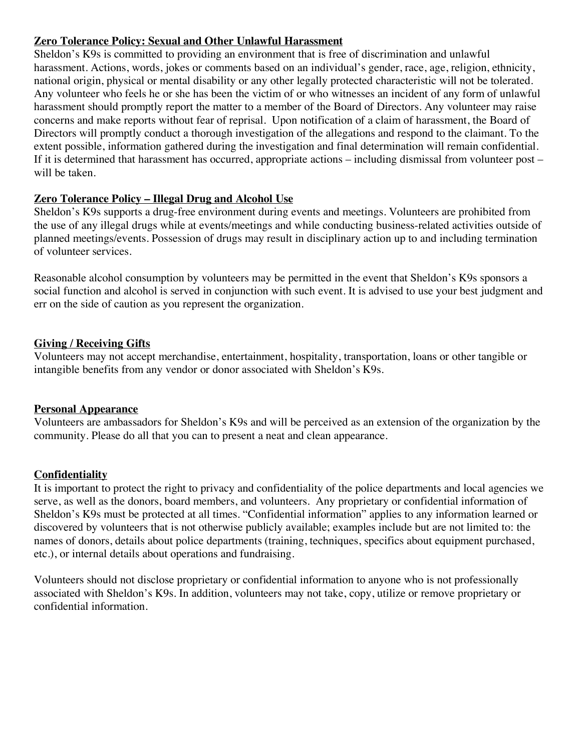## Zero Tolerance Policy: Sexual and Other Unlawful Harassment

Sheldon's K9s is committed to providing an environment that is free of discrimination and unlawful harassment. Actions, words, jokes or comments based on an individual's gender, race, age, religion, ethnicity, national origin, physical or mental disability or any other legally protected characteristic will not be tolerated. Any volunteer who feels he or she has been the victim of or who witnesses an incident of any form of unlawful harassment should promptly report the matter to a member of the Board of Directors. Any volunteer may raise concerns and make reports without fear of reprisal. Upon notification of a claim of harassment, the Board of Directors will promptly conduct a thorough investigation of the allegations and respond to the claimant. To the extent possible, information gathered during the investigation and final determination will remain confidential. If it is determined that harassment has occurred, appropriate actions – including dismissal from volunteer post – will be taken.

## Zero Tolerance Policy – Illegal Drug and Alcohol Use

Sheldon's K9s supports a drug-free environment during events and meetings. Volunteers are prohibited from the use of any illegal drugs while at events/meetings and while conducting business-related activities outside of planned meetings/events. Possession of drugs may result in disciplinary action up to and including termination of volunteer services.

Reasonable alcohol consumption by volunteers may be permitted in the event that Sheldon's K9s sponsors a social function and alcohol is served in conjunction with such event. It is advised to use your best judgment and err on the side of caution as you represent the organization.

## Giving / Receiving Gifts

Volunteers may not accept merchandise, entertainment, hospitality, transportation, loans or other tangible or intangible benefits from any vendor or donor associated with Sheldon's K9s.

## Personal Appearance

Volunteers are ambassadors for Sheldon's K9s and will be perceived as an extension of the organization by the community. Please do all that you can to present a neat and clean appearance.

## Confidentiality

It is important to protect the right to privacy and confidentiality of the police departments and local agencies we serve, as well as the donors, board members, and volunteers. Any proprietary or confidential information of Sheldon's K9s must be protected at all times. "Confidential information" applies to any information learned or discovered by volunteers that is not otherwise publicly available; examples include but are not limited to: the names of donors, details about police departments (training, techniques, specifics about equipment purchased, etc.), or internal details about operations and fundraising.

Volunteers should not disclose proprietary or confidential information to anyone who is not professionally associated with Sheldon's K9s. In addition, volunteers may not take, copy, utilize or remove proprietary or confidential information.